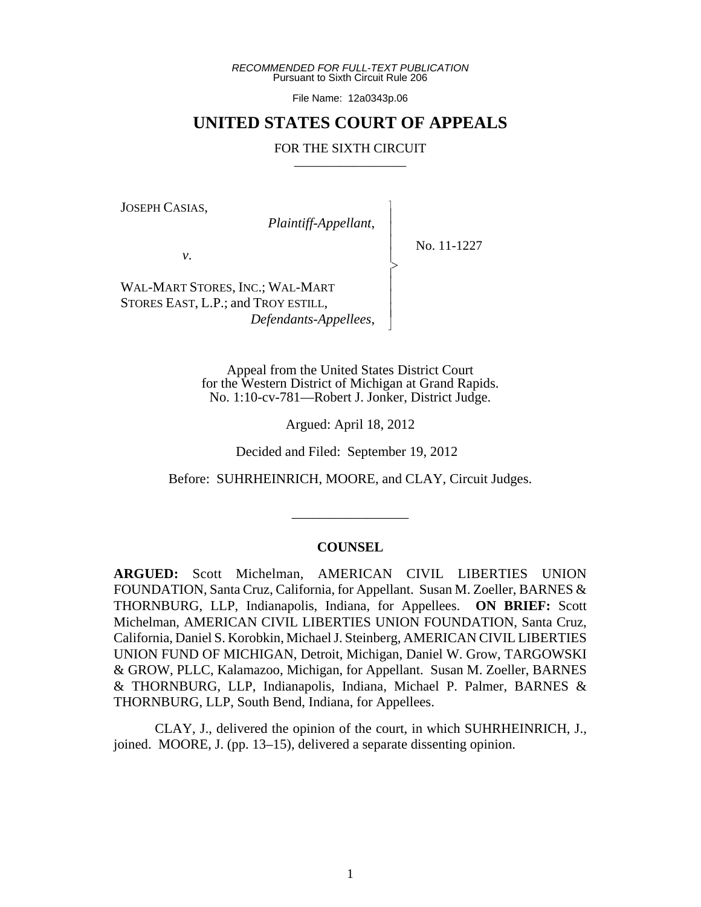*RECOMMENDED FOR FULL-TEXT PUBLICATION*
Pursuant to Sixth Circuit Rule 206

File Name: 12a0343p.06

# UNITED STATES COURT OF APPEALS

## FOR THE SIXTH CIRCUIT

---

JOSEPH CASIAS,
*Plaintiff-Appellant*,

*v.*

WAL-MART STORES, INC.; WAL-MART STORES EAST, L.P.; and TROY ESTILL,
*Defendants-Appellees*,

No. 11-1227

Appeal from the United States District Court
for the Western District of Michigan at Grand Rapids.
No. 1:10-cv-781—Robert J. Jonker, District Judge.

Argued: April 18, 2012

Decided and Filed: September 19, 2012

Before: SUHRHEINRICH, MOORE, and CLAY, Circuit Judges.

---

**COUNSEL**

**ARGUED:** Scott Michelman, AMERICAN CIVIL LIBERTIES UNION FOUNDATION, Santa Cruz, California, for Appellant. Susan M. Zoeller, BARNES & THORNBURG, LLP, Indianapolis, Indiana, for Appellees. **ON BRIEF:** Scott Michelman, AMERICAN CIVIL LIBERTIES UNION FOUNDATION, Santa Cruz, California, Daniel S. Korobkin, Michael J. Steinberg, AMERICAN CIVIL LIBERTIES UNION FUND OF MICHIGAN, Detroit, Michigan, Daniel W. Grow, TARGOWSKI & GROW, PLLC, Kalamazoo, Michigan, for Appellant. Susan M. Zoeller, BARNES & THORNBURG, LLP, Indianapolis, Indiana, Michael P. Palmer, BARNES & THORNBURG, LLP, South Bend, Indiana, for Appellees.

CLAY, J., delivered the opinion of the court, in which SUHRHEINRICH, J., joined. MOORE, J. (pp. 13–15), delivered a separate dissenting opinion.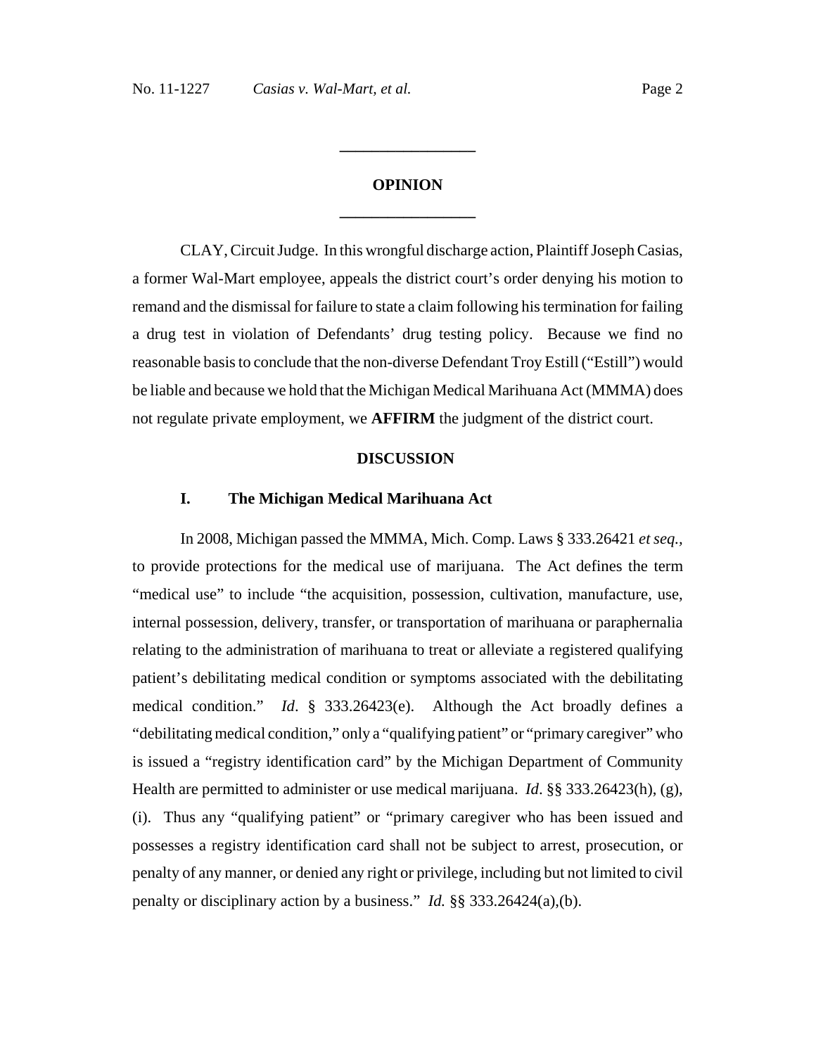## OPINION

CLAY, Circuit Judge. In this wrongful discharge action, Plaintiff Joseph Casias, a former Wal-Mart employee, appeals the district court's order denying his motion to remand and the dismissal for failure to state a claim following his termination for failing a drug test in violation of Defendants' drug testing policy. Because we find no reasonable basis to conclude that the non-diverse Defendant Troy Estill ("Estill") would be liable and because we hold that the Michigan Medical Marihuana Act (MMMA) does not regulate private employment, we **AFFIRM** the judgment of the district court.

## DISCUSSION

### I. The Michigan Medical Marihuana Act

In 2008, Michigan passed the MMMA, Mich. Comp. Laws § 333.26421 *et seq.*, to provide protections for the medical use of marijuana. The Act defines the term "medical use" to include "the acquisition, possession, cultivation, manufacture, use, internal possession, delivery, transfer, or transportation of marihuana or paraphernalia relating to the administration of marihuana to treat or alleviate a registered qualifying patient's debilitating medical condition or symptoms associated with the debilitating medical condition." *Id*. § 333.26423(e). Although the Act broadly defines a "debilitating medical condition," only a "qualifying patient" or "primary caregiver" who is issued a "registry identification card" by the Michigan Department of Community Health are permitted to administer or use medical marijuana. *Id*. §§ 333.26423(h), (g), (i). Thus any "qualifying patient" or "primary caregiver who has been issued and possesses a registry identification card shall not be subject to arrest, prosecution, or penalty of any manner, or denied any right or privilege, including but not limited to civil penalty or disciplinary action by a business." *Id.* §§ 333.26424(a),(b).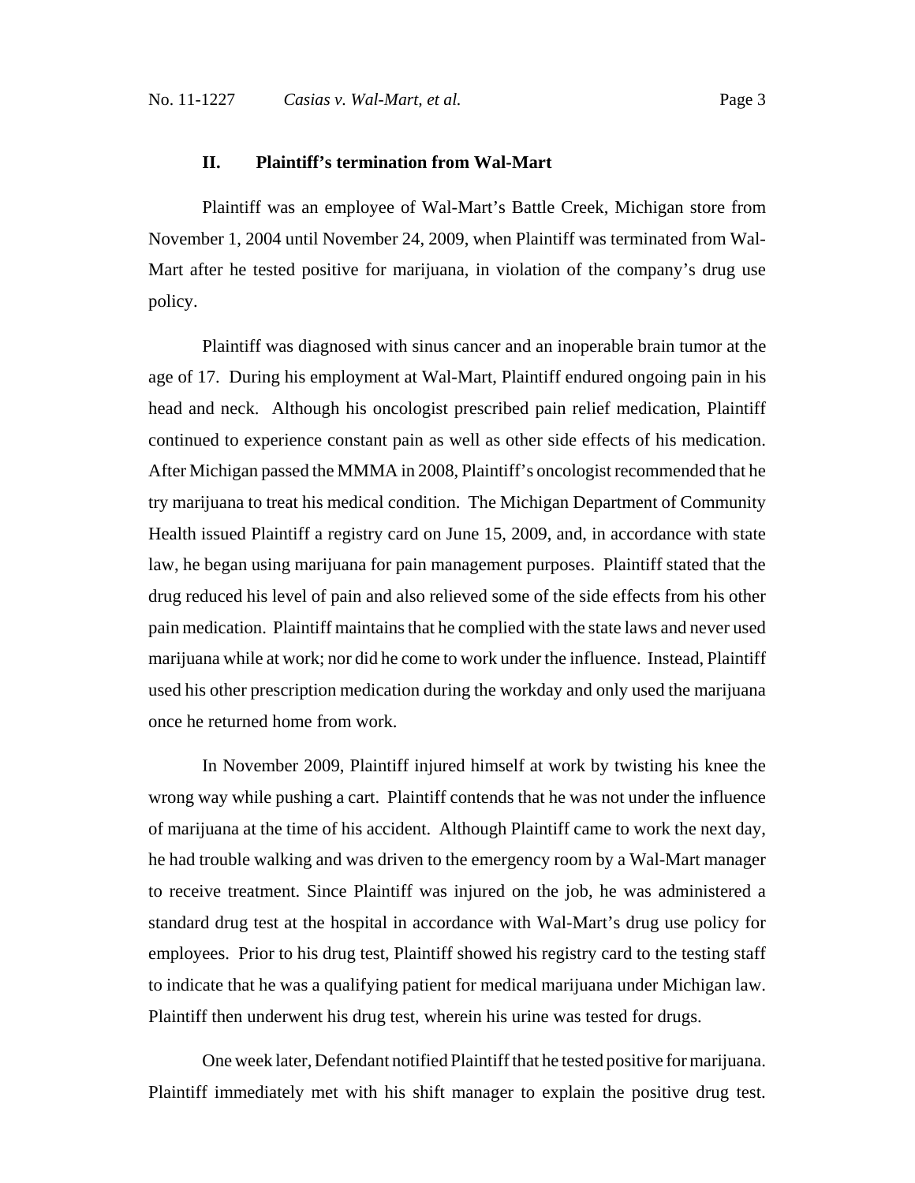## II. Plaintiff's termination from Wal-Mart

Plaintiff was an employee of Wal-Mart's Battle Creek, Michigan store from November 1, 2004 until November 24, 2009, when Plaintiff was terminated from Wal-Mart after he tested positive for marijuana, in violation of the company's drug use policy.

Plaintiff was diagnosed with sinus cancer and an inoperable brain tumor at the age of 17. During his employment at Wal-Mart, Plaintiff endured ongoing pain in his head and neck. Although his oncologist prescribed pain relief medication, Plaintiff continued to experience constant pain as well as other side effects of his medication. After Michigan passed the MMMA in 2008, Plaintiff's oncologist recommended that he try marijuana to treat his medical condition. The Michigan Department of Community Health issued Plaintiff a registry card on June 15, 2009, and, in accordance with state law, he began using marijuana for pain management purposes. Plaintiff stated that the drug reduced his level of pain and also relieved some of the side effects from his other pain medication. Plaintiff maintains that he complied with the state laws and never used marijuana while at work; nor did he come to work under the influence. Instead, Plaintiff used his other prescription medication during the workday and only used the marijuana once he returned home from work.

In November 2009, Plaintiff injured himself at work by twisting his knee the wrong way while pushing a cart. Plaintiff contends that he was not under the influence of marijuana at the time of his accident. Although Plaintiff came to work the next day, he had trouble walking and was driven to the emergency room by a Wal-Mart manager to receive treatment. Since Plaintiff was injured on the job, he was administered a standard drug test at the hospital in accordance with Wal-Mart's drug use policy for employees. Prior to his drug test, Plaintiff showed his registry card to the testing staff to indicate that he was a qualifying patient for medical marijuana under Michigan law. Plaintiff then underwent his drug test, wherein his urine was tested for drugs.

One week later, Defendant notified Plaintiff that he tested positive for marijuana. Plaintiff immediately met with his shift manager to explain the positive drug test.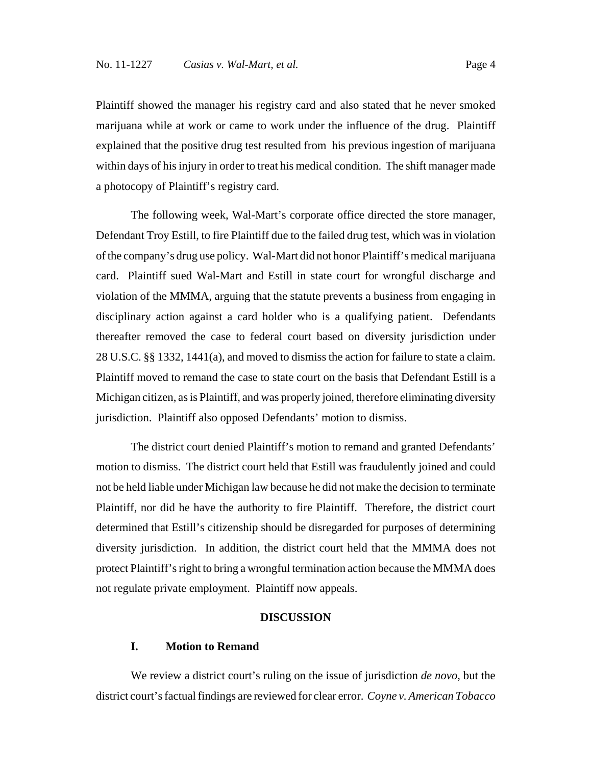Plaintiff showed the manager his registry card and also stated that he never smoked marijuana while at work or came to work under the influence of the drug. Plaintiff explained that the positive drug test resulted from his previous ingestion of marijuana within days of his injury in order to treat his medical condition. The shift manager made a photocopy of Plaintiff's registry card.

The following week, Wal-Mart's corporate office directed the store manager, Defendant Troy Estill, to fire Plaintiff due to the failed drug test, which was in violation of the company's drug use policy. Wal-Mart did not honor Plaintiff's medical marijuana card. Plaintiff sued Wal-Mart and Estill in state court for wrongful discharge and violation of the MMMA, arguing that the statute prevents a business from engaging in disciplinary action against a card holder who is a qualifying patient. Defendants thereafter removed the case to federal court based on diversity jurisdiction under 28 U.S.C. §§ 1332, 1441(a), and moved to dismiss the action for failure to state a claim. Plaintiff moved to remand the case to state court on the basis that Defendant Estill is a Michigan citizen, as is Plaintiff, and was properly joined, therefore eliminating diversity jurisdiction. Plaintiff also opposed Defendants' motion to dismiss.

The district court denied Plaintiff's motion to remand and granted Defendants' motion to dismiss. The district court held that Estill was fraudulently joined and could not be held liable under Michigan law because he did not make the decision to terminate Plaintiff, nor did he have the authority to fire Plaintiff. Therefore, the district court determined that Estill's citizenship should be disregarded for purposes of determining diversity jurisdiction. In addition, the district court held that the MMMA does not protect Plaintiff's right to bring a wrongful termination action because the MMMA does not regulate private employment. Plaintiff now appeals.

## DISCUSSION

### I. Motion to Remand

We review a district court's ruling on the issue of jurisdiction *de novo*, but the district court's factual findings are reviewed for clear error. *Coyne v. American Tobacco*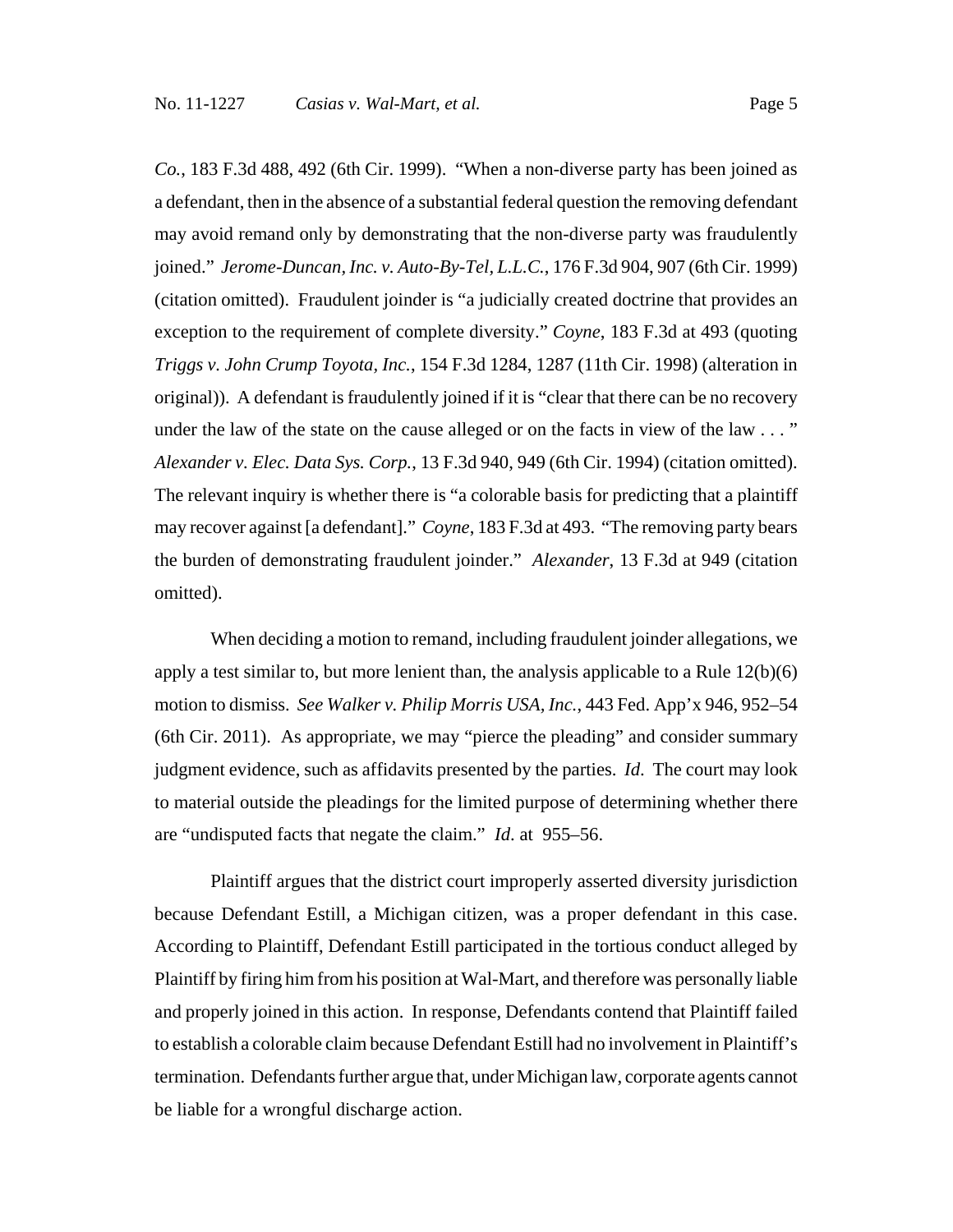*Co.*, 183 F.3d 488, 492 (6th Cir. 1999). "When a non-diverse party has been joined as a defendant, then in the absence of a substantial federal question the removing defendant may avoid remand only by demonstrating that the non-diverse party was fraudulently joined." *Jerome-Duncan, Inc. v. Auto-By-Tel, L.L.C.*, 176 F.3d 904, 907 (6th Cir. 1999) (citation omitted). Fraudulent joinder is "a judicially created doctrine that provides an exception to the requirement of complete diversity." *Coyne*, 183 F.3d at 493 (quoting *Triggs v. John Crump Toyota, Inc.*, 154 F.3d 1284, 1287 (11th Cir. 1998) (alteration in original)). A defendant is fraudulently joined if it is "clear that there can be no recovery under the law of the state on the cause alleged or on the facts in view of the law . . . " *Alexander v. Elec. Data Sys. Corp.*, 13 F.3d 940, 949 (6th Cir. 1994) (citation omitted). The relevant inquiry is whether there is "a colorable basis for predicting that a plaintiff may recover against [a defendant]." *Coyne*, 183 F.3d at 493. "The removing party bears the burden of demonstrating fraudulent joinder." *Alexander*, 13 F.3d at 949 (citation omitted).

When deciding a motion to remand, including fraudulent joinder allegations, we apply a test similar to, but more lenient than, the analysis applicable to a Rule 12(b)(6) motion to dismiss. *See Walker v. Philip Morris USA, Inc.*, 443 Fed. App'x 946, 952–54 (6th Cir. 2011). As appropriate, we may "pierce the pleading" and consider summary judgment evidence, such as affidavits presented by the parties. *Id*. The court may look to material outside the pleadings for the limited purpose of determining whether there are "undisputed facts that negate the claim." *Id*. at 955–56.

Plaintiff argues that the district court improperly asserted diversity jurisdiction because Defendant Estill, a Michigan citizen, was a proper defendant in this case. According to Plaintiff, Defendant Estill participated in the tortious conduct alleged by Plaintiff by firing him from his position at Wal-Mart, and therefore was personally liable and properly joined in this action. In response, Defendants contend that Plaintiff failed to establish a colorable claim because Defendant Estill had no involvement in Plaintiff's termination. Defendants further argue that, under Michigan law, corporate agents cannot be liable for a wrongful discharge action.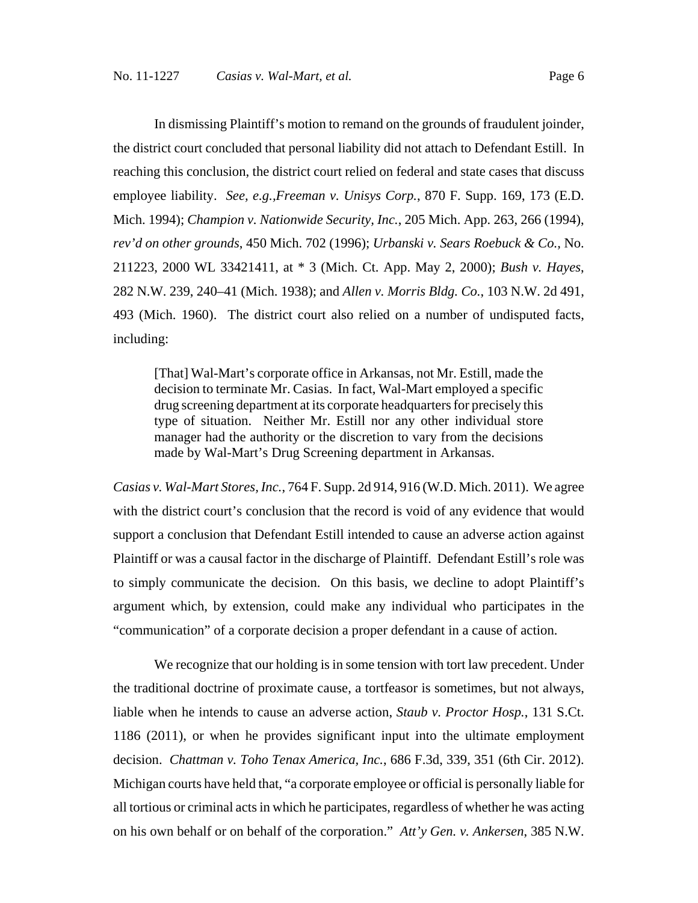In dismissing Plaintiff's motion to remand on the grounds of fraudulent joinder, the district court concluded that personal liability did not attach to Defendant Estill. In reaching this conclusion, the district court relied on federal and state cases that discuss employee liability. *See, e.g.*,*Freeman v. Unisys Corp.*, 870 F. Supp. 169, 173 (E.D. Mich. 1994); *Champion v. Nationwide Security, Inc.*, 205 Mich. App. 263, 266 (1994), *rev'd on other grounds*, 450 Mich. 702 (1996); *Urbanski v. Sears Roebuck & Co.,* No. 211223, 2000 WL 33421411, at * 3 (Mich. Ct. App. May 2, 2000); *Bush v. Hayes*, 282 N.W. 239, 240–41 (Mich. 1938); and *Allen v. Morris Bldg. Co.*, 103 N.W. 2d 491, 493 (Mich. 1960). The district court also relied on a number of undisputed facts, including:

> [That] Wal-Mart's corporate office in Arkansas, not Mr. Estill, made the decision to terminate Mr. Casias. In fact, Wal-Mart employed a specific drug screening department at its corporate headquarters for precisely this type of situation. Neither Mr. Estill nor any other individual store manager had the authority or the discretion to vary from the decisions made by Wal-Mart's Drug Screening department in Arkansas.

*Casias v. Wal-Mart Stores, Inc.*, 764 F. Supp. 2d 914, 916 (W.D. Mich. 2011). We agree with the district court's conclusion that the record is void of any evidence that would support a conclusion that Defendant Estill intended to cause an adverse action against Plaintiff or was a causal factor in the discharge of Plaintiff. Defendant Estill's role was to simply communicate the decision. On this basis, we decline to adopt Plaintiff's argument which, by extension, could make any individual who participates in the "communication" of a corporate decision a proper defendant in a cause of action.

We recognize that our holding is in some tension with tort law precedent. Under the traditional doctrine of proximate cause, a tortfeasor is sometimes, but not always, liable when he intends to cause an adverse action, *Staub v. Proctor Hosp.*, 131 S.Ct. 1186 (2011), or when he provides significant input into the ultimate employment decision. *Chattman v. Toho Tenax America, Inc.*, 686 F.3d, 339, 351 (6th Cir. 2012). Michigan courts have held that, "a corporate employee or official is personally liable for all tortious or criminal acts in which he participates, regardless of whether he was acting on his own behalf or on behalf of the corporation." *Att'y Gen. v. Ankersen*, 385 N.W.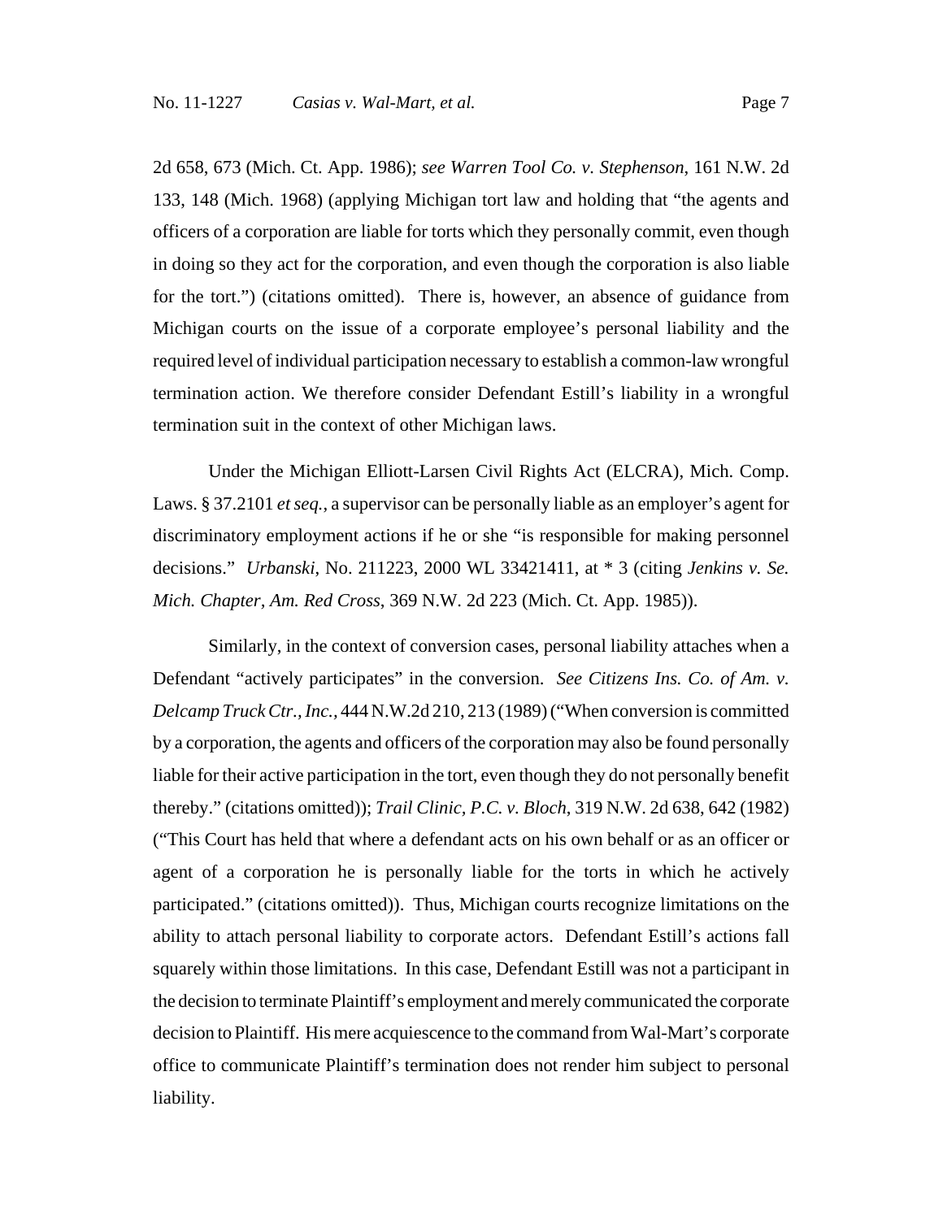2d 658, 673 (Mich. Ct. App. 1986); *see Warren Tool Co. v. Stephenson*, 161 N.W. 2d 133, 148 (Mich. 1968) (applying Michigan tort law and holding that "the agents and officers of a corporation are liable for torts which they personally commit, even though in doing so they act for the corporation, and even though the corporation is also liable for the tort.") (citations omitted). There is, however, an absence of guidance from Michigan courts on the issue of a corporate employee's personal liability and the required level of individual participation necessary to establish a common-law wrongful termination action. We therefore consider Defendant Estill's liability in a wrongful termination suit in the context of other Michigan laws.

Under the Michigan Elliott-Larsen Civil Rights Act (ELCRA), Mich. Comp. Laws. § 37.2101 *et seq.*, a supervisor can be personally liable as an employer's agent for discriminatory employment actions if he or she "is responsible for making personnel decisions." *Urbanski*, No. 211223, 2000 WL 33421411, at * 3 (citing *Jenkins v. Se. Mich. Chapter, Am. Red Cross*, 369 N.W. 2d 223 (Mich. Ct. App. 1985)).

Similarly, in the context of conversion cases, personal liability attaches when a Defendant "actively participates" in the conversion. *See Citizens Ins. Co. of Am. v. Delcamp Truck Ctr., Inc.*, 444 N.W.2d 210, 213 (1989) ("When conversion is committed by a corporation, the agents and officers of the corporation may also be found personally liable for their active participation in the tort, even though they do not personally benefit thereby." (citations omitted)); *Trail Clinic, P.C. v. Bloch*, 319 N.W. 2d 638, 642 (1982) ("This Court has held that where a defendant acts on his own behalf or as an officer or agent of a corporation he is personally liable for the torts in which he actively participated." (citations omitted)). Thus, Michigan courts recognize limitations on the ability to attach personal liability to corporate actors. Defendant Estill's actions fall squarely within those limitations. In this case, Defendant Estill was not a participant in the decision to terminate Plaintiff's employment and merely communicated the corporate decision to Plaintiff. His mere acquiescence to the command from Wal-Mart's corporate office to communicate Plaintiff's termination does not render him subject to personal liability.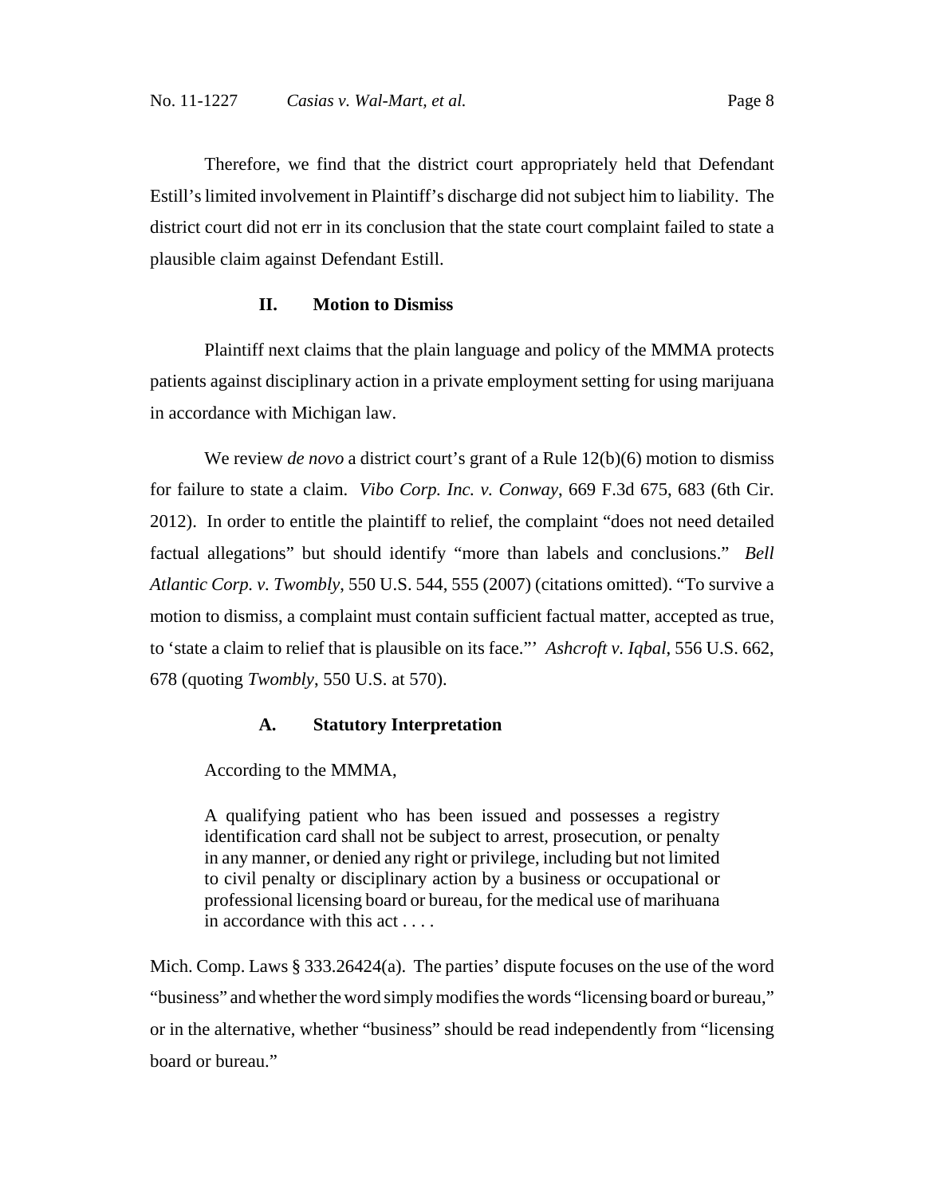Therefore, we find that the district court appropriately held that Defendant Estill's limited involvement in Plaintiff's discharge did not subject him to liability. The district court did not err in its conclusion that the state court complaint failed to state a plausible claim against Defendant Estill.

## II. Motion to Dismiss

Plaintiff next claims that the plain language and policy of the MMMA protects patients against disciplinary action in a private employment setting for using marijuana in accordance with Michigan law.

We review *de novo* a district court's grant of a Rule 12(b)(6) motion to dismiss for failure to state a claim. *Vibo Corp. Inc. v. Conway*, 669 F.3d 675, 683 (6th Cir. 2012). In order to entitle the plaintiff to relief, the complaint "does not need detailed factual allegations" but should identify "more than labels and conclusions." *Bell Atlantic Corp. v. Twombly*, 550 U.S. 544, 555 (2007) (citations omitted). "To survive a motion to dismiss, a complaint must contain sufficient factual matter, accepted as true, to 'state a claim to relief that is plausible on its face."' *Ashcroft v. Iqbal*, 556 U.S. 662, 678 (quoting *Twombly*, 550 U.S. at 570).

### A. Statutory Interpretation

According to the MMMA,

> A qualifying patient who has been issued and possesses a registry identification card shall not be subject to arrest, prosecution, or penalty in any manner, or denied any right or privilege, including but not limited to civil penalty or disciplinary action by a business or occupational or professional licensing board or bureau, for the medical use of marihuana in accordance with this act . . . .

Mich. Comp. Laws § 333.26424(a). The parties' dispute focuses on the use of the word "business" and whether the word simply modifies the words "licensing board or bureau," or in the alternative, whether "business" should be read independently from "licensing board or bureau."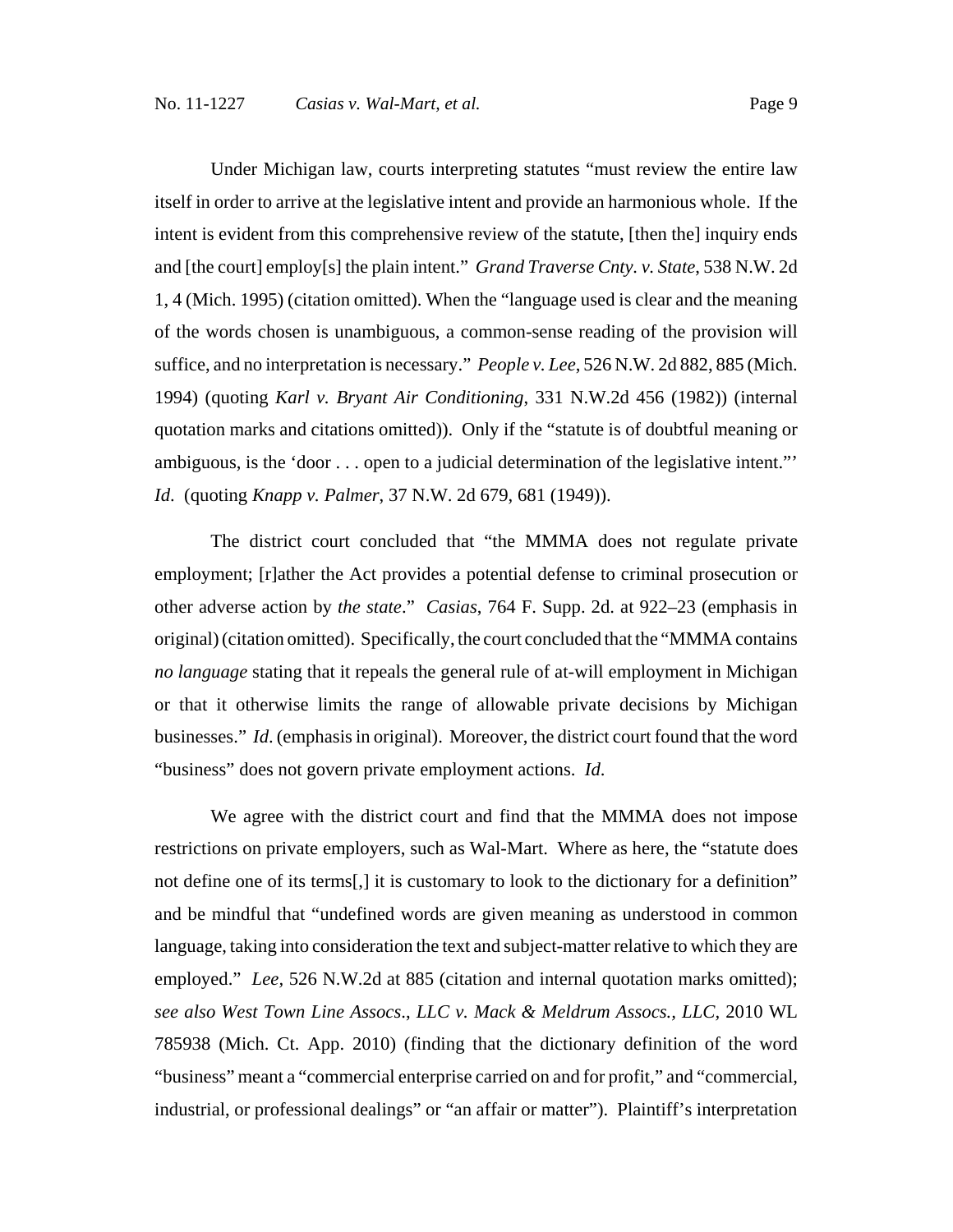Under Michigan law, courts interpreting statutes "must review the entire law itself in order to arrive at the legislative intent and provide an harmonious whole. If the intent is evident from this comprehensive review of the statute, [then the] inquiry ends and [the court] employ[s] the plain intent." *Grand Traverse Cnty. v. State*, 538 N.W. 2d 1, 4 (Mich. 1995) (citation omitted). When the "language used is clear and the meaning of the words chosen is unambiguous, a common-sense reading of the provision will suffice, and no interpretation is necessary." *People v. Lee*, 526 N.W. 2d 882, 885 (Mich. 1994) (quoting *Karl v. Bryant Air Conditioning*, 331 N.W.2d 456 (1982)) (internal quotation marks and citations omitted)). Only if the "statute is of doubtful meaning or ambiguous, is the 'door . . . open to a judicial determination of the legislative intent."' *Id.* (quoting *Knapp v. Palmer*, 37 N.W. 2d 679, 681 (1949)).

The district court concluded that "the MMMA does not regulate private employment; [r]ather the Act provides a potential defense to criminal prosecution or other adverse action by *the state*." *Casias*, 764 F. Supp. 2d. at 922–23 (emphasis in original) (citation omitted). Specifically, the court concluded that the "MMMA contains *no language* stating that it repeals the general rule of at-will employment in Michigan or that it otherwise limits the range of allowable private decisions by Michigan businesses." *Id.* (emphasis in original). Moreover, the district court found that the word "business" does not govern private employment actions. *Id.*

We agree with the district court and find that the MMMA does not impose restrictions on private employers, such as Wal-Mart. Where as here, the "statute does not define one of its terms[,] it is customary to look to the dictionary for a definition" and be mindful that "undefined words are given meaning as understood in common language, taking into consideration the text and subject-matter relative to which they are employed." *Lee,* 526 N.W.2d at 885 (citation and internal quotation marks omitted); *see also West Town Line Assocs., LLC v. Mack & Meldrum Assocs., LLC,* 2010 WL 785938 (Mich. Ct. App. 2010) (finding that the dictionary definition of the word "business" meant a "commercial enterprise carried on and for profit," and "commercial, industrial, or professional dealings" or "an affair or matter"). Plaintiff's interpretation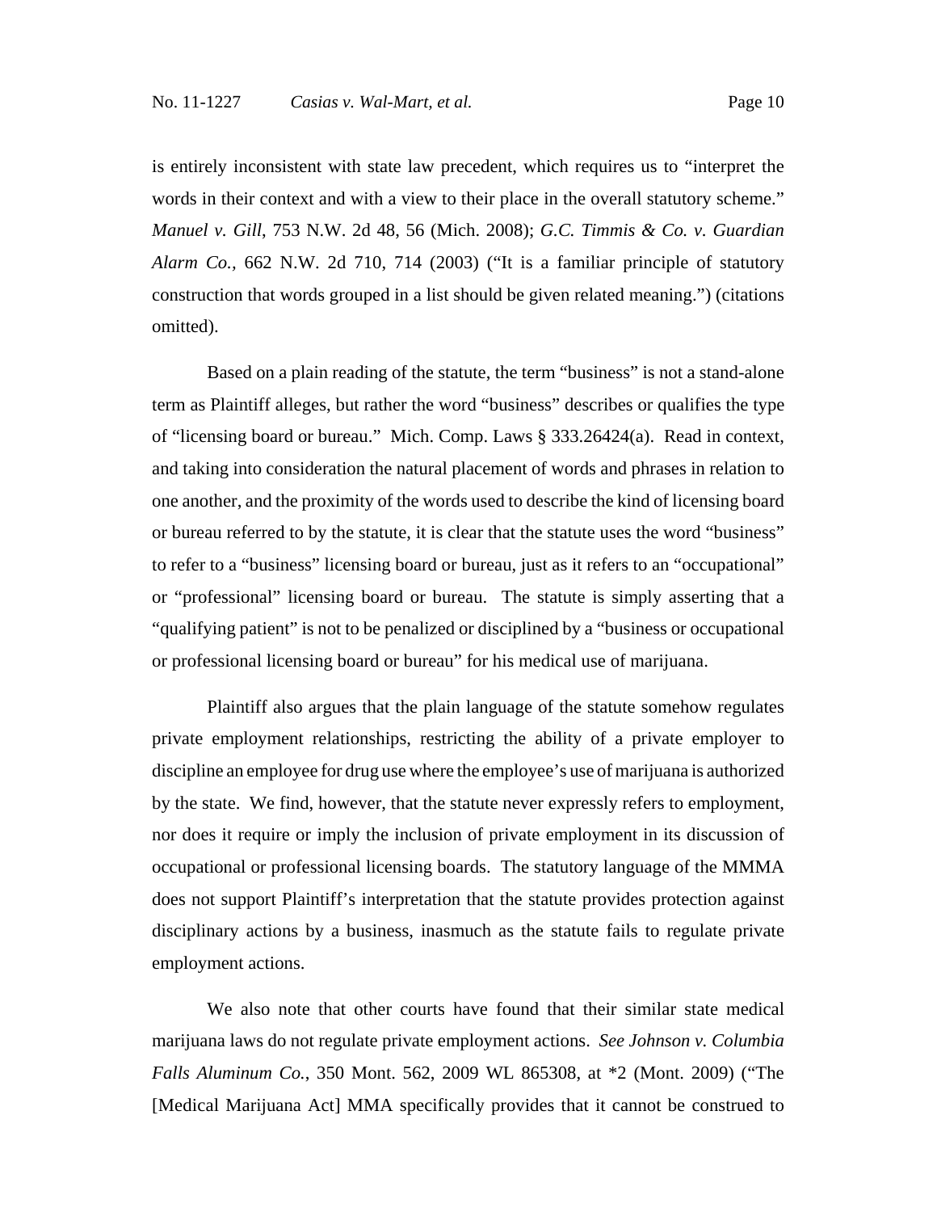is entirely inconsistent with state law precedent, which requires us to "interpret the words in their context and with a view to their place in the overall statutory scheme." *Manuel v. Gill*, 753 N.W. 2d 48, 56 (Mich. 2008); *G.C. Timmis & Co. v. Guardian Alarm Co.*, 662 N.W. 2d 710, 714 (2003) ("It is a familiar principle of statutory construction that words grouped in a list should be given related meaning.") (citations omitted).

Based on a plain reading of the statute, the term "business" is not a stand-alone term as Plaintiff alleges, but rather the word "business" describes or qualifies the type of "licensing board or bureau." Mich. Comp. Laws § 333.26424(a). Read in context, and taking into consideration the natural placement of words and phrases in relation to one another, and the proximity of the words used to describe the kind of licensing board or bureau referred to by the statute, it is clear that the statute uses the word "business" to refer to a "business" licensing board or bureau, just as it refers to an "occupational" or "professional" licensing board or bureau. The statute is simply asserting that a "qualifying patient" is not to be penalized or disciplined by a "business or occupational or professional licensing board or bureau" for his medical use of marijuana.

Plaintiff also argues that the plain language of the statute somehow regulates private employment relationships, restricting the ability of a private employer to discipline an employee for drug use where the employee's use of marijuana is authorized by the state. We find, however, that the statute never expressly refers to employment, nor does it require or imply the inclusion of private employment in its discussion of occupational or professional licensing boards. The statutory language of the MMMA does not support Plaintiff's interpretation that the statute provides protection against disciplinary actions by a business, inasmuch as the statute fails to regulate private employment actions.

We also note that other courts have found that their similar state medical marijuana laws do not regulate private employment actions. *See Johnson v. Columbia Falls Aluminum Co.*, 350 Mont. 562, 2009 WL 865308, at *2 (Mont. 2009) ("The [Medical Marijuana Act] MMA specifically provides that it cannot be construed to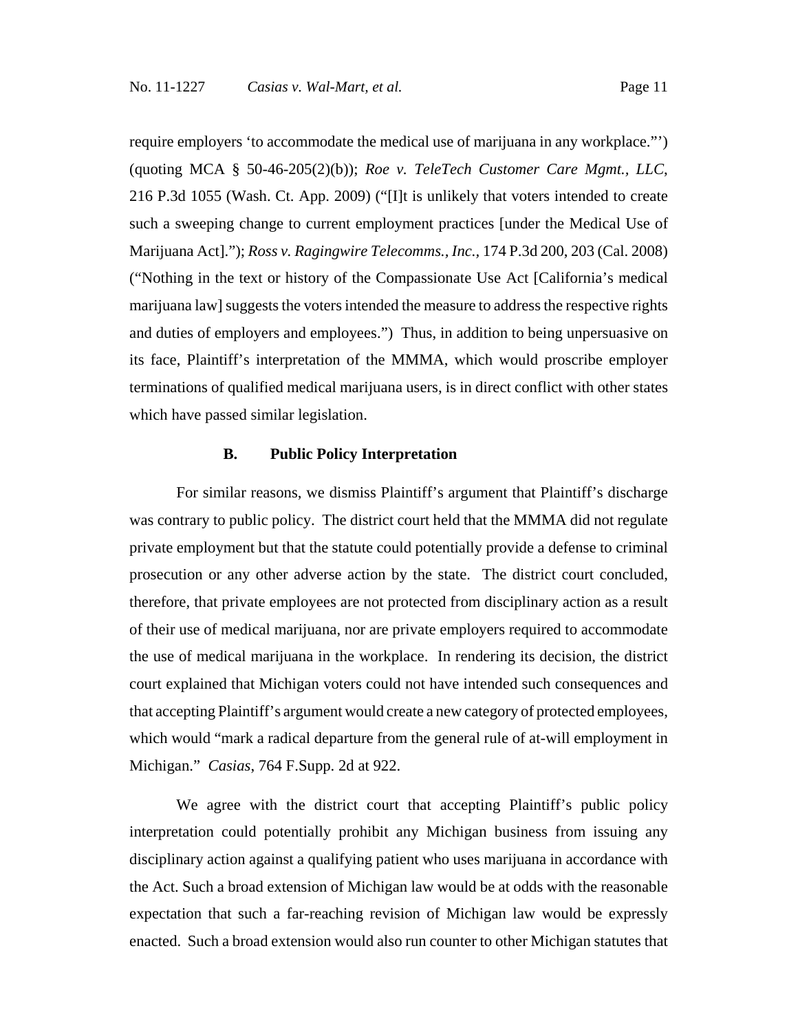require employers 'to accommodate the medical use of marijuana in any workplace."') (quoting MCA § 50-46-205(2)(b)); *Roe v. TeleTech Customer Care Mgmt., LLC*, 216 P.3d 1055 (Wash. Ct. App. 2009) ("[I]t is unlikely that voters intended to create such a sweeping change to current employment practices [under the Medical Use of Marijuana Act]."); *Ross v. Ragingwire Telecomms., Inc.*, 174 P.3d 200, 203 (Cal. 2008) ("Nothing in the text or history of the Compassionate Use Act [California's medical marijuana law] suggests the voters intended the measure to address the respective rights and duties of employers and employees.") Thus, in addition to being unpersuasive on its face, Plaintiff's interpretation of the MMMA, which would proscribe employer terminations of qualified medical marijuana users, is in direct conflict with other states which have passed similar legislation.

### B. Public Policy Interpretation

For similar reasons, we dismiss Plaintiff's argument that Plaintiff's discharge was contrary to public policy. The district court held that the MMMA did not regulate private employment but that the statute could potentially provide a defense to criminal prosecution or any other adverse action by the state. The district court concluded, therefore, that private employees are not protected from disciplinary action as a result of their use of medical marijuana, nor are private employers required to accommodate the use of medical marijuana in the workplace. In rendering its decision, the district court explained that Michigan voters could not have intended such consequences and that accepting Plaintiff's argument would create a new category of protected employees, which would "mark a radical departure from the general rule of at-will employment in Michigan." *Casias*, 764 F.Supp. 2d at 922.

We agree with the district court that accepting Plaintiff's public policy interpretation could potentially prohibit any Michigan business from issuing any disciplinary action against a qualifying patient who uses marijuana in accordance with the Act. Such a broad extension of Michigan law would be at odds with the reasonable expectation that such a far-reaching revision of Michigan law would be expressly enacted. Such a broad extension would also run counter to other Michigan statutes that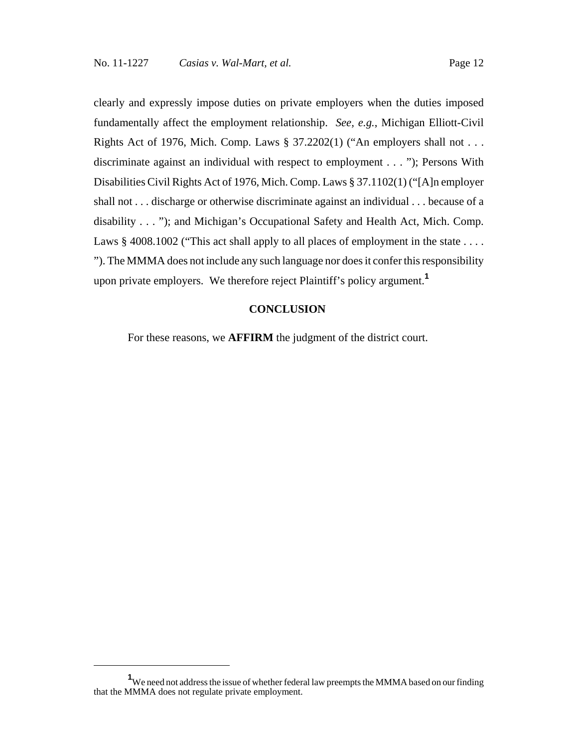clearly and expressly impose duties on private employers when the duties imposed fundamentally affect the employment relationship. *See, e.g.*, Michigan Elliott-Civil Rights Act of 1976, Mich. Comp. Laws § 37.2202(1) ("An employers shall not . . . discriminate against an individual with respect to employment . . . "); Persons With Disabilities Civil Rights Act of 1976, Mich. Comp. Laws § 37.1102(1) ("[A]n employer shall not . . . discharge or otherwise discriminate against an individual . . . because of a disability . . . "); and Michigan's Occupational Safety and Health Act, Mich. Comp. Laws § 4008.1002 ("This act shall apply to all places of employment in the state . . . . "). The MMMA does not include any such language nor does it confer this responsibility upon private employers. We therefore reject Plaintiff's policy argument.[1]

## CONCLUSION

For these reasons, we **AFFIRM** the judgment of the district court.

---

[1] We need not address the issue of whether federal law preempts the MMMA based on our finding that the MMMA does not regulate private employment.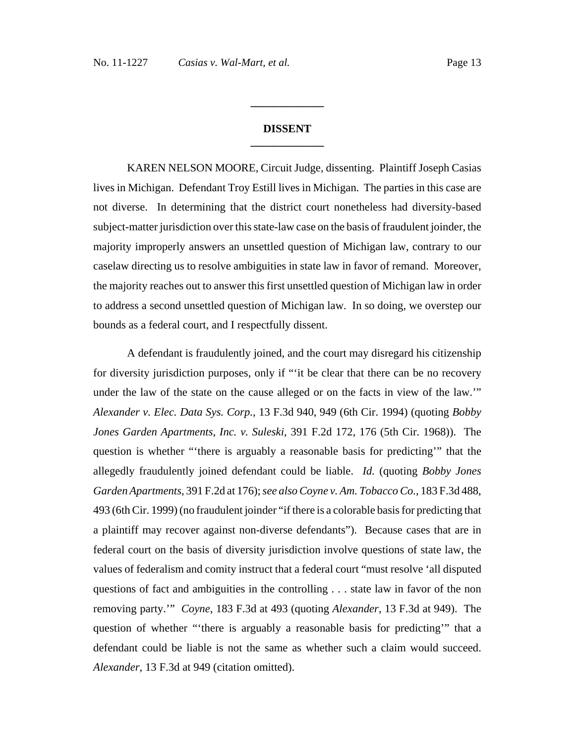## DISSENT

KAREN NELSON MOORE, Circuit Judge, dissenting. Plaintiff Joseph Casias lives in Michigan. Defendant Troy Estill lives in Michigan. The parties in this case are not diverse. In determining that the district court nonetheless had diversity-based subject-matter jurisdiction over this state-law case on the basis of fraudulent joinder, the majority improperly answers an unsettled question of Michigan law, contrary to our caselaw directing us to resolve ambiguities in state law in favor of remand. Moreover, the majority reaches out to answer this first unsettled question of Michigan law in order to address a second unsettled question of Michigan law. In so doing, we overstep our bounds as a federal court, and I respectfully dissent.

A defendant is fraudulently joined, and the court may disregard his citizenship for diversity jurisdiction purposes, only if "'it be clear that there can be no recovery under the law of the state on the cause alleged or on the facts in view of the law.'" *Alexander v. Elec. Data Sys. Corp.*, 13 F.3d 940, 949 (6th Cir. 1994) (quoting *Bobby Jones Garden Apartments, Inc. v. Suleski*, 391 F.2d 172, 176 (5th Cir. 1968)). The question is whether "'there is arguably a reasonable basis for predicting'" that the allegedly fraudulently joined defendant could be liable. *Id.* (quoting *Bobby Jones Garden Apartments*, 391 F.2d at 176); *see also Coyne v. Am. Tobacco Co.*, 183 F.3d 488, 493 (6th Cir. 1999) (no fraudulent joinder "if there is a colorable basis for predicting that a plaintiff may recover against non-diverse defendants"). Because cases that are in federal court on the basis of diversity jurisdiction involve questions of state law, the values of federalism and comity instruct that a federal court "must resolve 'all disputed questions of fact and ambiguities in the controlling . . . state law in favor of the non removing party.'" *Coyne*, 183 F.3d at 493 (quoting *Alexander*, 13 F.3d at 949). The question of whether "'there is arguably a reasonable basis for predicting'" that a defendant could be liable is not the same as whether such a claim would succeed. *Alexander*, 13 F.3d at 949 (citation omitted).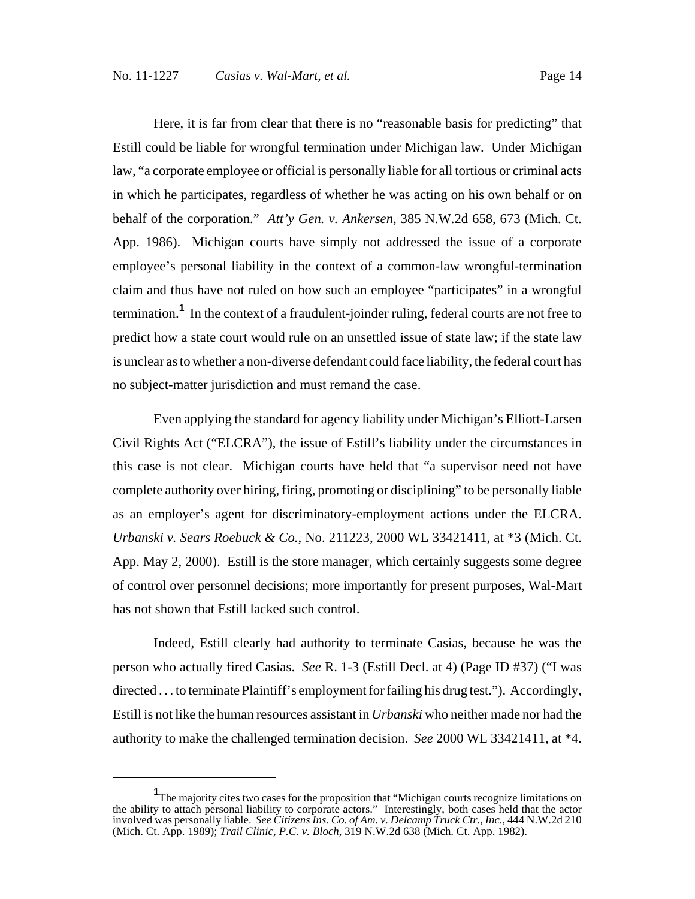Here, it is far from clear that there is no "reasonable basis for predicting" that Estill could be liable for wrongful termination under Michigan law. Under Michigan law, "a corporate employee or official is personally liable for all tortious or criminal acts in which he participates, regardless of whether he was acting on his own behalf or on behalf of the corporation." *Att'y Gen. v. Ankersen*, 385 N.W.2d 658, 673 (Mich. Ct. App. 1986). Michigan courts have simply not addressed the issue of a corporate employee's personal liability in the context of a common-law wrongful-termination claim and thus have not ruled on how such an employee "participates" in a wrongful termination.[1] In the context of a fraudulent-joinder ruling, federal courts are not free to predict how a state court would rule on an unsettled issue of state law; if the state law is unclear as to whether a non-diverse defendant could face liability, the federal court has no subject-matter jurisdiction and must remand the case.

Even applying the standard for agency liability under Michigan's Elliott-Larsen Civil Rights Act ("ELCRA"), the issue of Estill's liability under the circumstances in this case is not clear. Michigan courts have held that "a supervisor need not have complete authority over hiring, firing, promoting or disciplining" to be personally liable as an employer's agent for discriminatory-employment actions under the ELCRA. *Urbanski v. Sears Roebuck & Co.*, No. 211223, 2000 WL 33421411, at *3 (Mich. Ct. App. May 2, 2000). Estill is the store manager, which certainly suggests some degree of control over personnel decisions; more importantly for present purposes, Wal-Mart has not shown that Estill lacked such control.

Indeed, Estill clearly had authority to terminate Casias, because he was the person who actually fired Casias. *See* R. 1-3 (Estill Decl. at 4) (Page ID #37) ("I was directed . . . to terminate Plaintiff's employment for failing his drug test."). Accordingly, Estill is not like the human resources assistant in *Urbanski* who neither made nor had the authority to make the challenged termination decision. *See* 2000 WL 33421411, at *4.

---

[1] The majority cites two cases for the proposition that "Michigan courts recognize limitations on the ability to attach personal liability to corporate actors." Interestingly, both cases held that the actor involved was personally liable. *See Citizens Ins. Co. of Am. v. Delcamp Truck Ctr., Inc.*, 444 N.W.2d 210 (Mich. Ct. App. 1989); *Trail Clinic, P.C. v. Bloch*, 319 N.W.2d 638 (Mich. Ct. App. 1982).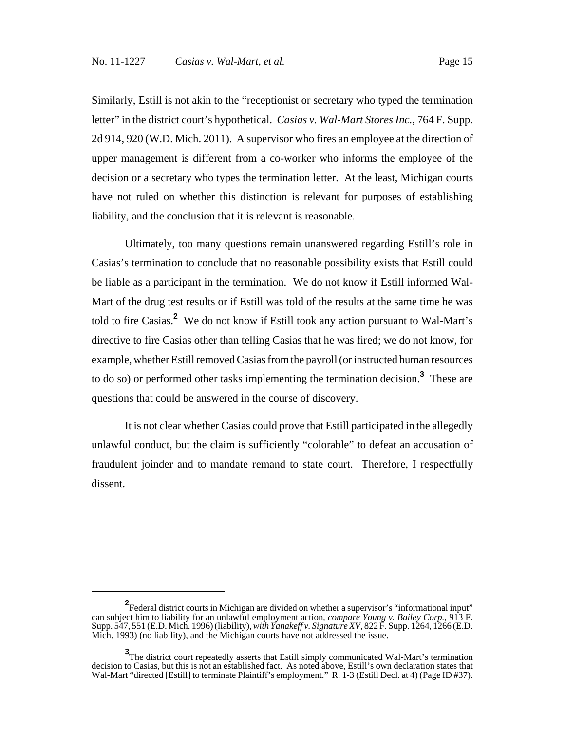Similarly, Estill is not akin to the "receptionist or secretary who typed the termination letter" in the district court's hypothetical. *Casias v. Wal-Mart Stores Inc.*, 764 F. Supp. 2d 914, 920 (W.D. Mich. 2011). A supervisor who fires an employee at the direction of upper management is different from a co-worker who informs the employee of the decision or a secretary who types the termination letter. At the least, Michigan courts have not ruled on whether this distinction is relevant for purposes of establishing liability, and the conclusion that it is relevant is reasonable.

Ultimately, too many questions remain unanswered regarding Estill's role in Casias's termination to conclude that no reasonable possibility exists that Estill could be liable as a participant in the termination. We do not know if Estill informed Wal-Mart of the drug test results or if Estill was told of the results at the same time he was told to fire Casias.[2] We do not know if Estill took any action pursuant to Wal-Mart's directive to fire Casias other than telling Casias that he was fired; we do not know, for example, whether Estill removed Casias from the payroll (or instructed human resources to do so) or performed other tasks implementing the termination decision.[3] These are questions that could be answered in the course of discovery.

It is not clear whether Casias could prove that Estill participated in the allegedly unlawful conduct, but the claim is sufficiently "colorable" to defeat an accusation of fraudulent joinder and to mandate remand to state court. Therefore, I respectfully dissent.

---

[2] Federal district courts in Michigan are divided on whether a supervisor's "informational input" can subject him to liability for an unlawful employment action, *compare Young v. Bailey Corp.*, 913 F. Supp. 547, 551 (E.D. Mich. 1996) (liability), *with Yanakeff v. Signature XV*, 822 F. Supp. 1264, 1266 (E.D. Mich. 1993) (no liability), and the Michigan courts have not addressed the issue.

[3] The district court repeatedly asserts that Estill simply communicated Wal-Mart's termination decision to Casias, but this is not an established fact. As noted above, Estill's own declaration states that Wal-Mart "directed [Estill] to terminate Plaintiff's employment." R. 1-3 (Estill Decl. at 4) (Page ID #37).